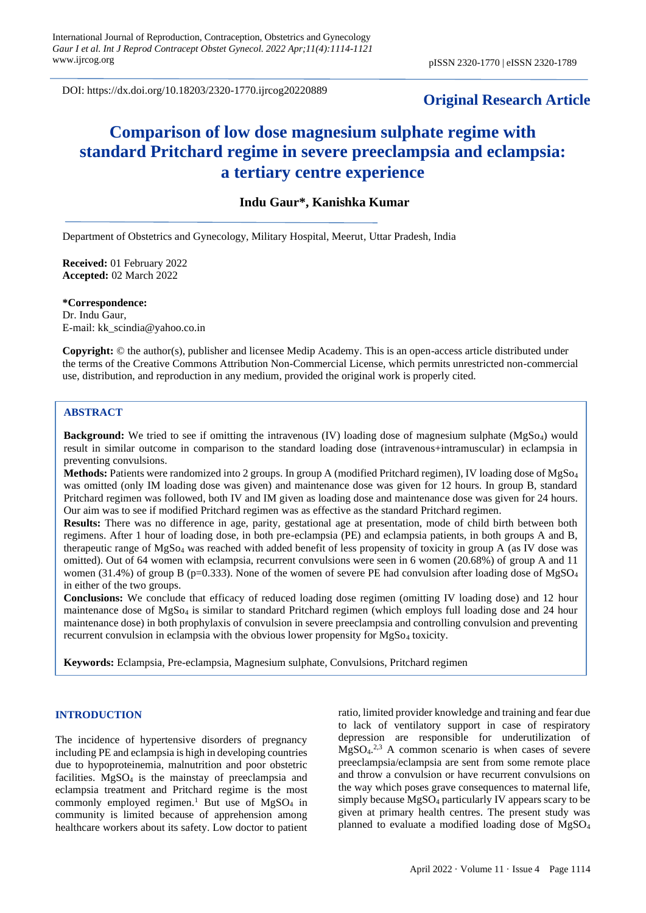DOI: https://dx.doi.org/10.18203/2320-1770.ijrcog20220889

**Original Research Article**

# Comparison of low dose magnesium sulphate regime with standard Pritchard regime in severe preeclampsia and eclampsia: a tertiary centre experience

**Indu Gaur*, Kanishka Kumar**

Department of Obstetrics and Gynecology, Military Hospital, Meerut, Uttar Pradesh, India

**Received:** 01 February 2022
**Accepted:** 02 March 2022

**\*Correspondence:**
Dr. Indu Gaur,
E-mail: kk_scindia@yahoo.co.in

**Copyright:** © the author(s), publisher and licensee Medip Academy. This is an open-access article distributed under the terms of the Creative Commons Attribution Non-Commercial License, which permits unrestricted non-commercial use, distribution, and reproduction in any medium, provided the original work is properly cited.

## ABSTRACT

**Background:** We tried to see if omitting the intravenous (IV) loading dose of magnesium sulphate ($MgSo_4$) would result in similar outcome in comparison to the standard loading dose (intravenous+intramuscular) in eclampsia in preventing convulsions.

**Methods:** Patients were randomized into 2 groups. In group A (modified Pritchard regimen), IV loading dose of $MgSo_4$ was omitted (only IM loading dose was given) and maintenance dose was given for 12 hours. In group B, standard Pritchard regimen was followed, both IV and IM given as loading dose and maintenance dose was given for 24 hours. Our aim was to see if modified Pritchard regimen was as effective as the standard Pritchard regimen.

**Results:** There was no difference in age, parity, gestational age at presentation, mode of child birth between both regimens. After 1 hour of loading dose, in both pre-eclampsia (PE) and eclampsia patients, in both groups A and B, therapeutic range of $MgSo_4$ was reached with added benefit of less propensity of toxicity in group A (as IV dose was omitted). Out of 64 women with eclampsia, recurrent convulsions were seen in 6 women (20.68%) of group A and 11 women (31.4%) of group B (p=0.333). None of the women of severe PE had convulsion after loading dose of $MgSO_4$ in either of the two groups.

**Conclusions:** We conclude that efficacy of reduced loading dose regimen (omitting IV loading dose) and 12 hour maintenance dose of $MgSo_4$ is similar to standard Pritchard regimen (which employs full loading dose and 24 hour maintenance dose) in both prophylaxis of convulsion in severe preeclampsia and controlling convulsion and preventing recurrent convulsion in eclampsia with the obvious lower propensity for $MgSo_4$ toxicity.

**Keywords:** Eclampsia, Pre-eclampsia, Magnesium sulphate, Convulsions, Pritchard regimen

## INTRODUCTION

The incidence of hypertensive disorders of pregnancy including PE and eclampsia is high in developing countries due to hypoproteinemia, malnutrition and poor obstetric facilities. $MgSO_4$ is the mainstay of preeclampsia and eclampsia treatment and Pritchard regime is the most commonly employed regimen.[1] But use of $MgSO_4$ in community is limited because of apprehension among healthcare workers about its safety. Low doctor to patient ratio, limited provider knowledge and training and fear due to lack of ventilatory support in case of respiratory depression are responsible for underutilization of $MgSO_4$.[2,3] A common scenario is when cases of severe preeclampsia/eclampsia are sent from some remote place and throw a convulsion or have recurrent convulsions on the way which poses grave consequences to maternal life, simply because $MgSO_4$ particularly IV appears scary to be given at primary health centres. The present study was planned to evaluate a modified loading dose of $MgSO_4$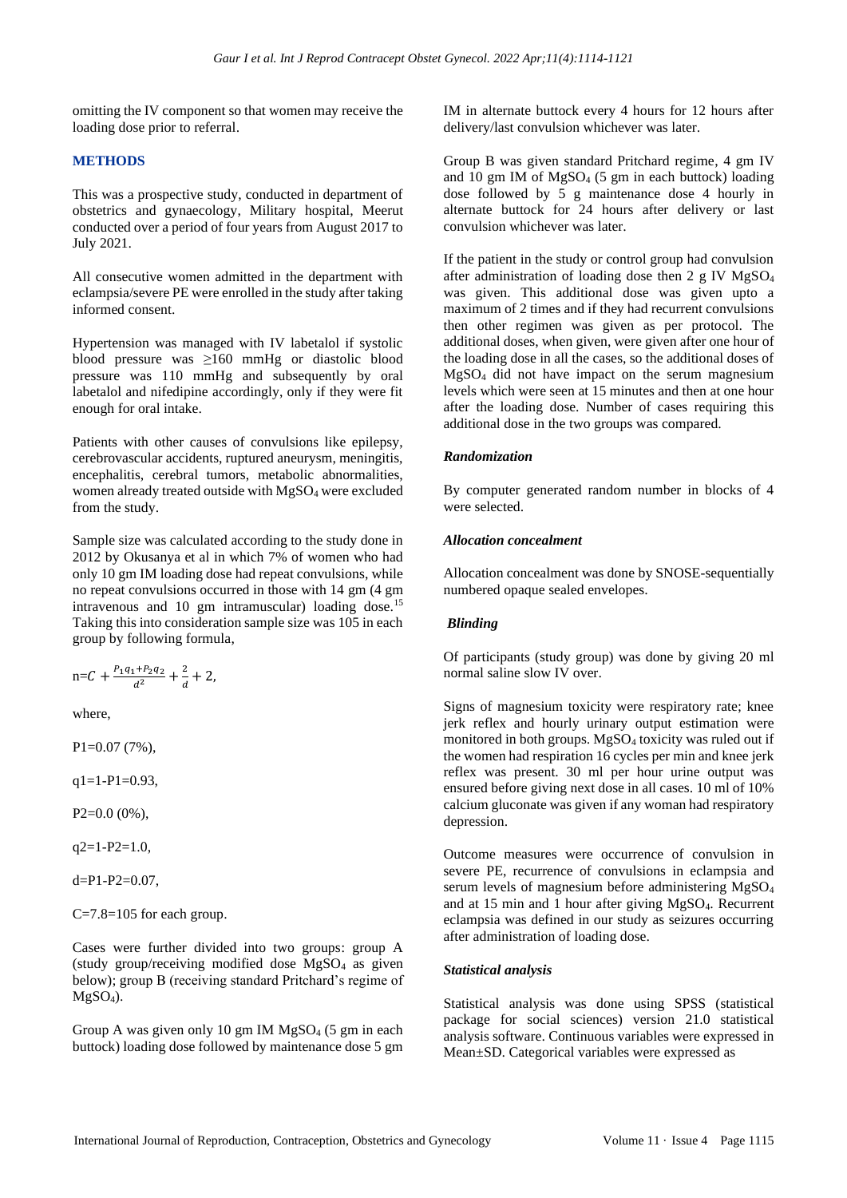omitting the IV component so that women may receive the loading dose prior to referral.

## METHODS

This was a prospective study, conducted in department of obstetrics and gynaecology, Military hospital, Meerut conducted over a period of four years from August 2017 to July 2021.

All consecutive women admitted in the department with eclampsia/severe PE were enrolled in the study after taking informed consent.

Hypertension was managed with IV labetalol if systolic blood pressure was ≥160 mmHg or diastolic blood pressure was 110 mmHg and subsequently by oral labetalol and nifedipine accordingly, only if they were fit enough for oral intake.

Patients with other causes of convulsions like epilepsy, cerebrovascular accidents, ruptured aneurysm, meningitis, encephalitis, cerebral tumors, metabolic abnormalities, women already treated outside with $MgSO_4$ were excluded from the study.

Sample size was calculated according to the study done in 2012 by Okusanya et al in which 7% of women who had only 10 gm IM loading dose had repeat convulsions, while no repeat convulsions occurred in those with 14 gm (4 gm intravenous and 10 gm intramuscular) loading dose.[15] Taking this into consideration sample size was 105 in each group by following formula,

$$n = C + \frac{P_1 q_1 + P_2 q_2}{d^2} + \frac{2}{d} + 2,$$

where,

$P_1$=0.07 (7%),

$q_1$=1-$P_1$=0.93,

$P_2$=0.0 (0%),

$q_2$=1-$P_2$=1.0,

d=$P_1$-$P_2$=0.07,

C=7.8=105 for each group.

Cases were further divided into two groups: group A (study group/receiving modified dose $MgSO_4$ as given below); group B (receiving standard Pritchard's regime of $MgSO_4$).

Group A was given only 10 gm IM $MgSO_4$ (5 gm in each buttock) loading dose followed by maintenance dose 5 gm IM in alternate buttock every 4 hours for 12 hours after delivery/last convulsion whichever was later.

Group B was given standard Pritchard regime, 4 gm IV and 10 gm IM of $MgSO_4$ (5 gm in each buttock) loading dose followed by 5 g maintenance dose 4 hourly in alternate buttock for 24 hours after delivery or last convulsion whichever was later.

If the patient in the study or control group had convulsion after administration of loading dose then 2 g IV $MgSO_4$ was given. This additional dose was given upto a maximum of 2 times and if they had recurrent convulsions then other regimen was given as per protocol. The additional doses, when given, were given after one hour of the loading dose in all the cases, so the additional doses of $MgSO_4$ did not have impact on the serum magnesium levels which were seen at 15 minutes and then at one hour after the loading dose. Number of cases requiring this additional dose in the two groups was compared.

### *Randomization*

By computer generated random number in blocks of 4 were selected.

### *Allocation concealment*

Allocation concealment was done by SNOSE-sequentially numbered opaque sealed envelopes.

### *Blinding*

Of participants (study group) was done by giving 20 ml normal saline slow IV over.

Signs of magnesium toxicity were respiratory rate; knee jerk reflex and hourly urinary output estimation were monitored in both groups. $MgSO_4$ toxicity was ruled out if the women had respiration 16 cycles per min and knee jerk reflex was present. 30 ml per hour urine output was ensured before giving next dose in all cases. 10 ml of 10% calcium gluconate was given if any woman had respiratory depression.

Outcome measures were occurrence of convulsion in severe PE, recurrence of convulsions in eclampsia and serum levels of magnesium before administering $MgSO_4$ and at 15 min and 1 hour after giving $MgSO_4$. Recurrent eclampsia was defined in our study as seizures occurring after administration of loading dose.

### *Statistical analysis*

Statistical analysis was done using SPSS (statistical package for social sciences) version 21.0 statistical analysis software. Continuous variables were expressed in Mean±SD. Categorical variables were expressed as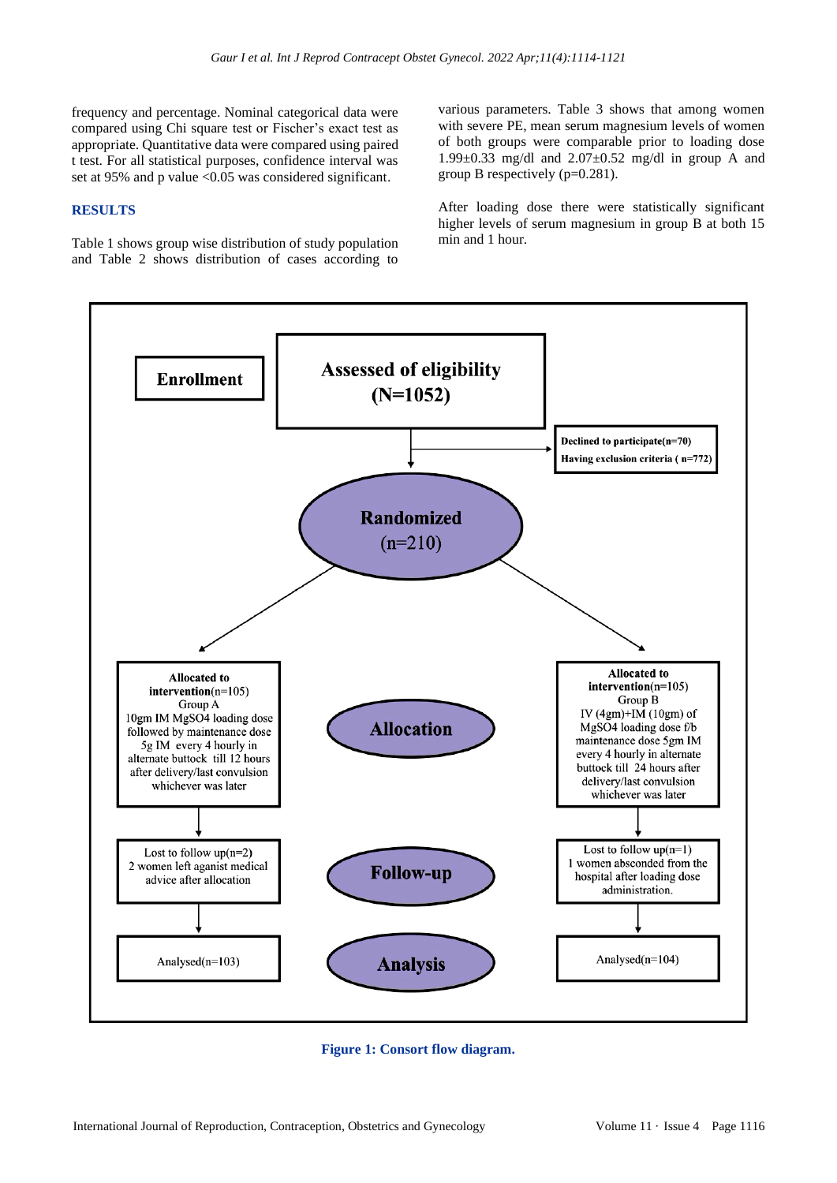frequency and percentage. Nominal categorical data were compared using Chi square test or Fischer's exact test as appropriate. Quantitative data were compared using paired t test. For all statistical purposes, confidence interval was set at 95% and p value <0.05 was considered significant.

## RESULTS

Table 1 shows group wise distribution of study population and Table 2 shows distribution of cases according to various parameters. Table 3 shows that among women with severe PE, mean serum magnesium levels of women of both groups were comparable prior to loading dose 1.99±0.33 mg/dl and 2.07±0.52 mg/dl in group A and group B respectively (p=0.281).

After loading dose there were statistically significant higher levels of serum magnesium in group B at both 15 min and 1 hour.

**Enrollment**

**Assessed of eligibility (N=1052)**

**Declined to participate(n=70)**
**Having exclusion criteria ( n=772)**

**Randomized** (n=210)

**Allocation**

**Allocated to intervention**(n=105)
Group A
10gm IM MgSO4 loading dose followed by maintenance dose 5g IM every 4 hourly in alternate buttock till 12 hours after delivery/last convulsion whichever was later

**Allocated to intervention**(n=105)
Group B
IV (4gm)+IM (10gm) of MgSO4 loading dose f/b maintenance dose 5gm IM every 4 hourly in alternate buttock till 24 hours after delivery/last convulsion whichever was later

**Follow-up**

Lost to follow up(n=2)
2 women left aganist medical advice after allocation

Lost to follow up(n=1)
1 women absconded from the hospital after loading dose administration.

**Analysis**

Analysed(n=103)

Analysed(n=104)

**Figure 1: Consort flow diagram.**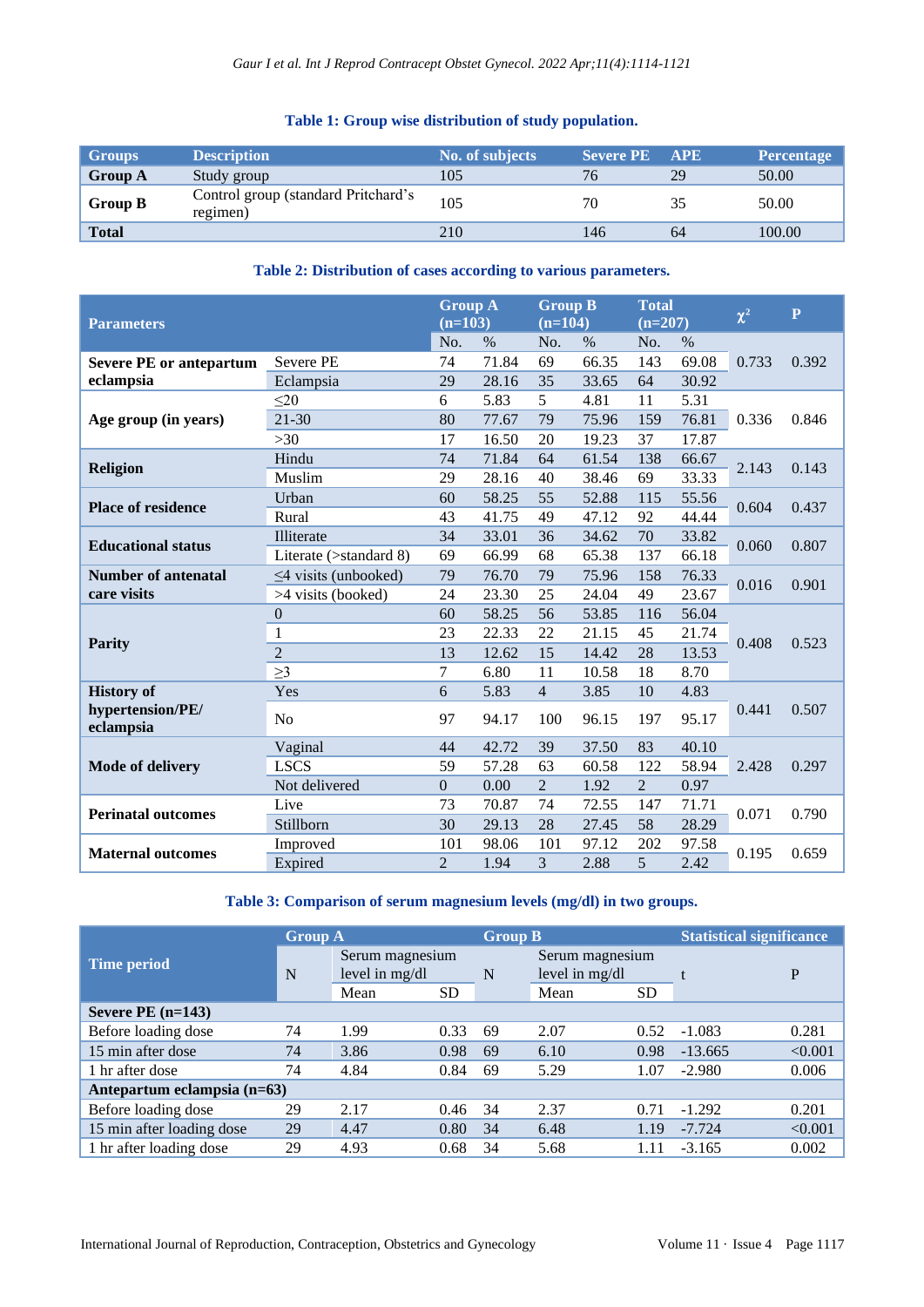**Table 1: Group wise distribution of study population.**

| Groups | Description | No. of subjects | Severe PE | APE | Percentage |
|---|---|---|---|---|---|
| **Group A** | Study group | 105 | 76 | 29 | 50.00 |
| **Group B** | Control group (standard Pritchard's regimen) | 105 | 70 | 35 | 50.00 |
| **Total** | | 210 | 146 | 64 | 100.00 |

**Table 2: Distribution of cases according to various parameters.**

| Parameters | | Group A (n=103) | | Group B (n=104) | | Total (n=207) | | $\chi^2$ | P |
|---|---|---|---|---|---|---|---|---|---|
| | | No. | % | No. | % | No. | % | | |
| **Severe PE or antepartum eclampsia** | Severe PE | 74 | 71.84 | 69 | 66.35 | 143 | 69.08 | 0.733 | 0.392 |
| | Eclampsia | 29 | 28.16 | 35 | 33.65 | 64 | 30.92 | | |
| **Age group (in years)** | ≤20 | 6 | 5.83 | 5 | 4.81 | 11 | 5.31 | 0.336 | 0.846 |
| | 21-30 | 80 | 77.67 | 79 | 75.96 | 159 | 76.81 | | |
| | >30 | 17 | 16.50 | 20 | 19.23 | 37 | 17.87 | | |
| **Religion** | Hindu | 74 | 71.84 | 64 | 61.54 | 138 | 66.67 | 2.143 | 0.143 |
| | Muslim | 29 | 28.16 | 40 | 38.46 | 69 | 33.33 | | |
| **Place of residence** | Urban | 60 | 58.25 | 55 | 52.88 | 115 | 55.56 | 0.604 | 0.437 |
| | Rural | 43 | 41.75 | 49 | 47.12 | 92 | 44.44 | | |
| **Educational status** | Illiterate | 34 | 33.01 | 36 | 34.62 | 70 | 33.82 | 0.060 | 0.807 |
| | Literate (>standard 8) | 69 | 66.99 | 68 | 65.38 | 137 | 66.18 | | |
| **Number of antenatal care visits** | ≤4 visits (unbooked) | 79 | 76.70 | 79 | 75.96 | 158 | 76.33 | 0.016 | 0.901 |
| | >4 visits (booked) | 24 | 23.30 | 25 | 24.04 | 49 | 23.67 | | |
| **Parity** | 0 | 60 | 58.25 | 56 | 53.85 | 116 | 56.04 | 0.408 | 0.523 |
| | 1 | 23 | 22.33 | 22 | 21.15 | 45 | 21.74 | | |
| | 2 | 13 | 12.62 | 15 | 14.42 | 28 | 13.53 | | |
| | ≥3 | 7 | 6.80 | 11 | 10.58 | 18 | 8.70 | | |
| **History of hypertension/PE/ eclampsia** | Yes | 6 | 5.83 | 4 | 3.85 | 10 | 4.83 | 0.441 | 0.507 |
| | No | 97 | 94.17 | 100 | 96.15 | 197 | 95.17 | | |
| **Mode of delivery** | Vaginal | 44 | 42.72 | 39 | 37.50 | 83 | 40.10 | 2.428 | 0.297 |
| | LSCS | 59 | 57.28 | 63 | 60.58 | 122 | 58.94 | | |
| | Not delivered | 0 | 0.00 | 2 | 1.92 | 2 | 0.97 | | |
| **Perinatal outcomes** | Live | 73 | 70.87 | 74 | 72.55 | 147 | 71.71 | 0.071 | 0.790 |
| | Stillborn | 30 | 29.13 | 28 | 27.45 | 58 | 28.29 | | |
| **Maternal outcomes** | Improved | 101 | 98.06 | 101 | 97.12 | 202 | 97.58 | 0.195 | 0.659 |
| | Expired | 2 | 1.94 | 3 | 2.88 | 5 | 2.42 | | |

**Table 3: Comparison of serum magnesium levels (mg/dl) in two groups.**

| Time period | Group A | | | Group B | | | Statistical significance | |
|---|---|---|---|---|---|---|---|---|
| | N | Serum magnesium level in mg/dl | | N | Serum magnesium level in mg/dl | | t | P |
| | | Mean | SD | | Mean | SD | | |
| **Severe PE (n=143)** | | | | | | | | |
| Before loading dose | 74 | 1.99 | 0.33 | 69 | 2.07 | 0.52 | -1.083 | 0.281 |
| 15 min after dose | 74 | 3.86 | 0.98 | 69 | 6.10 | 0.98 | -13.665 | <0.001 |
| 1 hr after dose | 74 | 4.84 | 0.84 | 69 | 5.29 | 1.07 | -2.980 | 0.006 |
| **Antepartum eclampsia (n=63)** | | | | | | | | |
| Before loading dose | 29 | 2.17 | 0.46 | 34 | 2.37 | 0.71 | -1.292 | 0.201 |
| 15 min after loading dose | 29 | 4.47 | 0.80 | 34 | 6.48 | 1.19 | -7.724 | <0.001 |
| 1 hr after loading dose | 29 | 4.93 | 0.68 | 34 | 5.68 | 1.11 | -3.165 | 0.002 |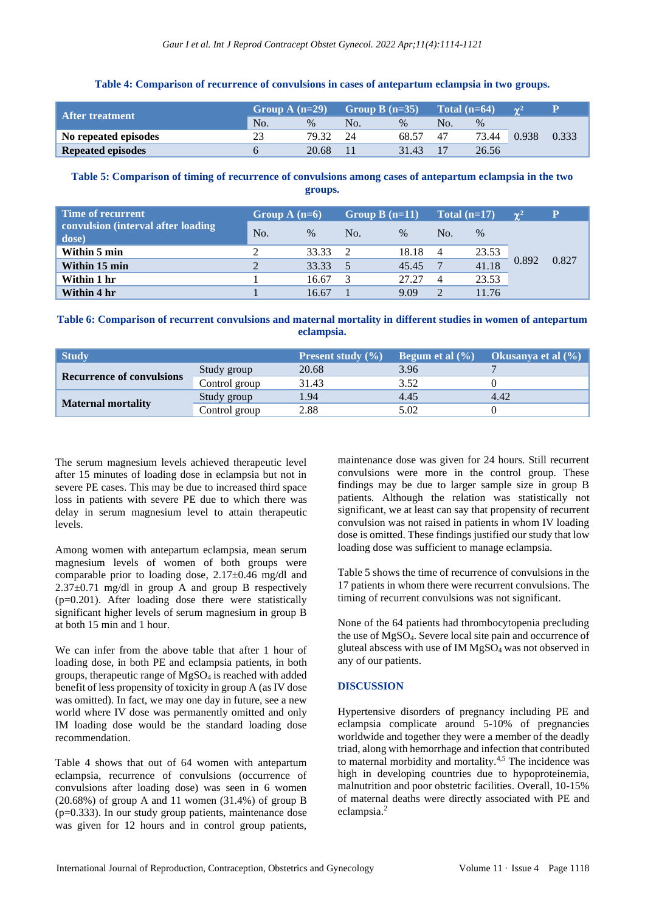**Table 4: Comparison of recurrence of convulsions in cases of antepartum eclampsia in two groups.**

| After treatment | Group A (n=29) | | Group B (n=35) | | Total (n=64) | | $\chi^2$ | P |
|---|---|---|---|---|---|---|---|---|
| | No. | % | No. | % | No. | % | | |
| **No repeated episodes** | 23 | 79.32 | 24 | 68.57 | 47 | 73.44 | 0.938 | 0.333 |
| **Repeated episodes** | 6 | 20.68 | 11 | 31.43 | 17 | 26.56 | | |

**Table 5: Comparison of timing of recurrence of convulsions among cases of antepartum eclampsia in the two groups.**

| Time of recurrent convulsion (interval after loading dose) | Group A (n=6) | | Group B (n=11) | | Total (n=17) | | $\chi^2$ | P |
|---|---|---|---|---|---|---|---|---|
| | No. | % | No. | % | No. | % | | |
| **Within 5 min** | 2 | 33.33 | 2 | 18.18 | 4 | 23.53 | 0.892 | 0.827 |
| **Within 15 min** | 2 | 33.33 | 5 | 45.45 | 7 | 41.18 | | |
| **Within 1 hr** | 1 | 16.67 | 3 | 27.27 | 4 | 23.53 | | |
| **Within 4 hr** | 1 | 16.67 | 1 | 9.09 | 2 | 11.76 | | |

**Table 6: Comparison of recurrent convulsions and maternal mortality in different studies in women of antepartum eclampsia.**

| Study | | Present study (%) | Begum et al (%) | Okusanya et al (%) |
|---|---|---|---|---|
| **Recurrence of convulsions** | Study group | 20.68 | 3.96 | 7 |
| | Control group | 31.43 | 3.52 | 0 |
| **Maternal mortality** | Study group | 1.94 | 4.45 | 4.42 |
| | Control group | 2.88 | 5.02 | 0 |

The serum magnesium levels achieved therapeutic level after 15 minutes of loading dose in eclampsia but not in severe PE cases. This may be due to increased third space loss in patients with severe PE due to which there was delay in serum magnesium level to attain therapeutic levels.

Among women with antepartum eclampsia, mean serum magnesium levels of women of both groups were comparable prior to loading dose, 2.17±0.46 mg/dl and 2.37±0.71 mg/dl in group A and group B respectively (p=0.201). After loading dose there were statistically significant higher levels of serum magnesium in group B at both 15 min and 1 hour.

We can infer from the above table that after 1 hour of loading dose, in both PE and eclampsia patients, in both groups, therapeutic range of $MgSO_4$ is reached with added benefit of less propensity of toxicity in group A (as IV dose was omitted). In fact, we may one day in future, see a new world where IV dose was permanently omitted and only IM loading dose would be the standard loading dose recommendation.

Table 4 shows that out of 64 women with antepartum eclampsia, recurrence of convulsions (occurrence of convulsions after loading dose) was seen in 6 women (20.68%) of group A and 11 women (31.4%) of group B (p=0.333). In our study group patients, maintenance dose was given for 12 hours and in control group patients, maintenance dose was given for 24 hours. Still recurrent convulsions were more in the control group. These findings may be due to larger sample size in group B patients. Although the relation was statistically not significant, we at least can say that propensity of recurrent convulsion was not raised in patients in whom IV loading dose is omitted. These findings justified our study that low loading dose was sufficient to manage eclampsia.

Table 5 shows the time of recurrence of convulsions in the 17 patients in whom there were recurrent convulsions. The timing of recurrent convulsions was not significant.

None of the 64 patients had thrombocytopenia precluding the use of $MgSO_4$. Severe local site pain and occurrence of gluteal abscess with use of IM $MgSO_4$ was not observed in any of our patients.

## DISCUSSION

Hypertensive disorders of pregnancy including PE and eclampsia complicate around 5-10% of pregnancies worldwide and together they were a member of the deadly triad, along with hemorrhage and infection that contributed to maternal morbidity and mortality.[4,5] The incidence was high in developing countries due to hypoproteinemia, malnutrition and poor obstetric facilities. Overall, 10-15% of maternal deaths were directly associated with PE and eclampsia.[2]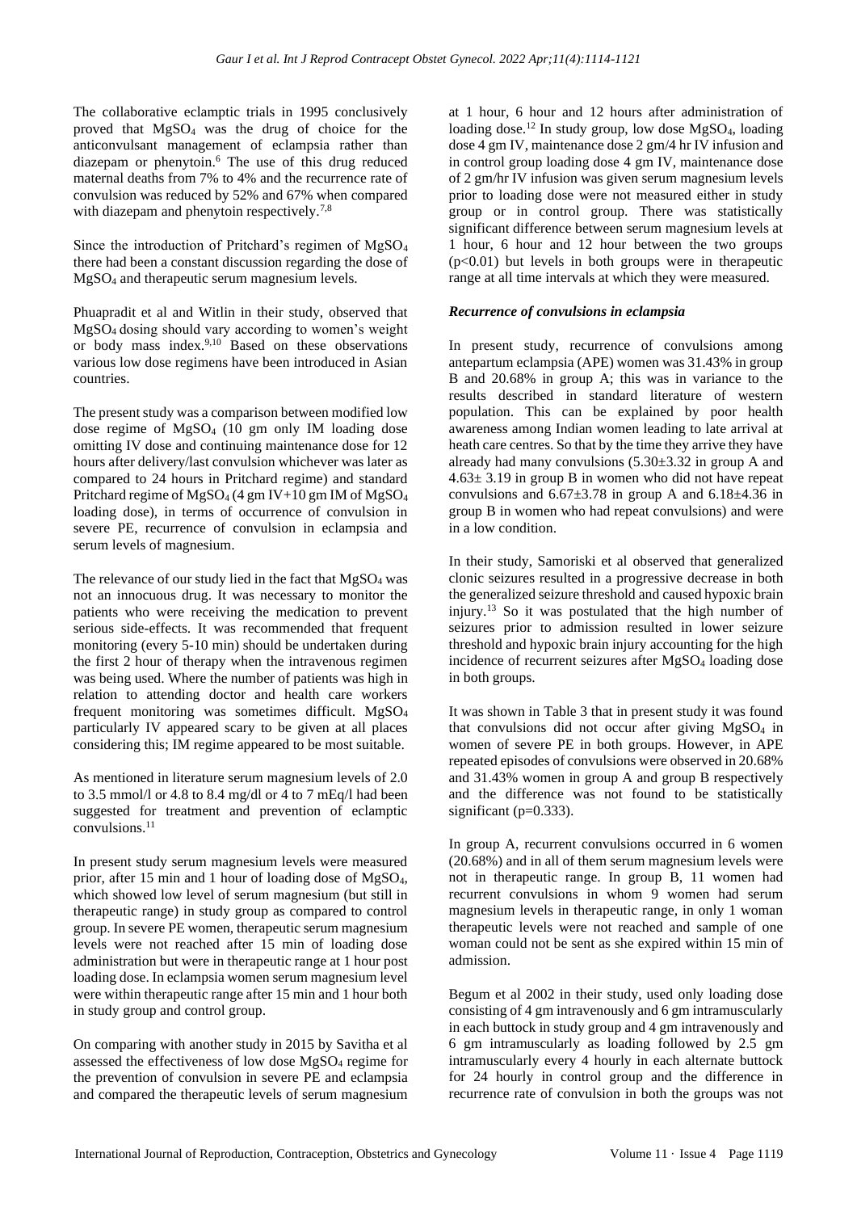The collaborative eclamptic trials in 1995 conclusively proved that $MgSO_4$ was the drug of choice for the anticonvulsant management of eclampsia rather than diazepam or phenytoin.[6] The use of this drug reduced maternal deaths from 7% to 4% and the recurrence rate of convulsion was reduced by 52% and 67% when compared with diazepam and phenytoin respectively.[7,8]

Since the introduction of Pritchard's regimen of $MgSO_4$ there had been a constant discussion regarding the dose of $MgSO_4$ and therapeutic serum magnesium levels.

Phuapradit et al and Witlin in their study, observed that $MgSO_4$ dosing should vary according to women's weight or body mass index.[9,10] Based on these observations various low dose regimens have been introduced in Asian countries.

The present study was a comparison between modified low dose regime of $MgSO_4$ (10 gm only IM loading dose omitting IV dose and continuing maintenance dose for 12 hours after delivery/last convulsion whichever was later as compared to 24 hours in Pritchard regime) and standard Pritchard regime of $MgSO_4$ (4 gm IV+10 gm IM of $MgSO_4$ loading dose), in terms of occurrence of convulsion in severe PE, recurrence of convulsion in eclampsia and serum levels of magnesium.

The relevance of our study lied in the fact that $MgSO_4$ was not an innocuous drug. It was necessary to monitor the patients who were receiving the medication to prevent serious side-effects. It was recommended that frequent monitoring (every 5-10 min) should be undertaken during the first 2 hour of therapy when the intravenous regimen was being used. Where the number of patients was high in relation to attending doctor and health care workers frequent monitoring was sometimes difficult. $MgSO_4$ particularly IV appeared scary to be given at all places considering this; IM regime appeared to be most suitable.

As mentioned in literature serum magnesium levels of 2.0 to 3.5 mmol/l or 4.8 to 8.4 mg/dl or 4 to 7 mEq/l had been suggested for treatment and prevention of eclamptic convulsions.[11]

In present study serum magnesium levels were measured prior, after 15 min and 1 hour of loading dose of $MgSO_4$, which showed low level of serum magnesium (but still in therapeutic range) in study group as compared to control group. In severe PE women, therapeutic serum magnesium levels were not reached after 15 min of loading dose administration but were in therapeutic range at 1 hour post loading dose. In eclampsia women serum magnesium level were within therapeutic range after 15 min and 1 hour both in study group and control group.

On comparing with another study in 2015 by Savitha et al assessed the effectiveness of low dose $MgSO_4$ regime for the prevention of convulsion in severe PE and eclampsia and compared the therapeutic levels of serum magnesium at 1 hour, 6 hour and 12 hours after administration of loading dose.[12] In study group, low dose $MgSO_4$, loading dose 4 gm IV, maintenance dose 2 gm/4 hr IV infusion and in control group loading dose 4 gm IV, maintenance dose of 2 gm/hr IV infusion was given serum magnesium levels prior to loading dose were not measured either in study group or in control group. There was statistically significant difference between serum magnesium levels at 1 hour, 6 hour and 12 hour between the two groups ($p<0.01$) but levels in both groups were in therapeutic range at all time intervals at which they were measured.

### *Recurrence of convulsions in eclampsia*

In present study, recurrence of convulsions among antepartum eclampsia (APE) women was 31.43% in group B and 20.68% in group A; this was in variance to the results described in standard literature of western population. This can be explained by poor health awareness among Indian women leading to late arrival at heath care centres. So that by the time they arrive they have already had many convulsions (5.30±3.32 in group A and 4.63± 3.19 in group B in women who did not have repeat convulsions and 6.67±3.78 in group A and 6.18±4.36 in group B in women who had repeat convulsions) and were in a low condition.

In their study, Samoriski et al observed that generalized clonic seizures resulted in a progressive decrease in both the generalized seizure threshold and caused hypoxic brain injury.[13] So it was postulated that the high number of seizures prior to admission resulted in lower seizure threshold and hypoxic brain injury accounting for the high incidence of recurrent seizures after $MgSO_4$ loading dose in both groups.

It was shown in Table 3 that in present study it was found that convulsions did not occur after giving $MgSO_4$ in women of severe PE in both groups. However, in APE repeated episodes of convulsions were observed in 20.68% and 31.43% women in group A and group B respectively and the difference was not found to be statistically significant ($p=0.333$).

In group A, recurrent convulsions occurred in 6 women (20.68%) and in all of them serum magnesium levels were not in therapeutic range. In group B, 11 women had recurrent convulsions in whom 9 women had serum magnesium levels in therapeutic range, in only 1 woman therapeutic levels were not reached and sample of one woman could not be sent as she expired within 15 min of admission.

Begum et al 2002 in their study, used only loading dose consisting of 4 gm intravenously and 6 gm intramuscularly in each buttock in study group and 4 gm intravenously and 6 gm intramuscularly as loading followed by 2.5 gm intramuscularly every 4 hourly in each alternate buttock for 24 hourly in control group and the difference in recurrence rate of convulsion in both the groups was not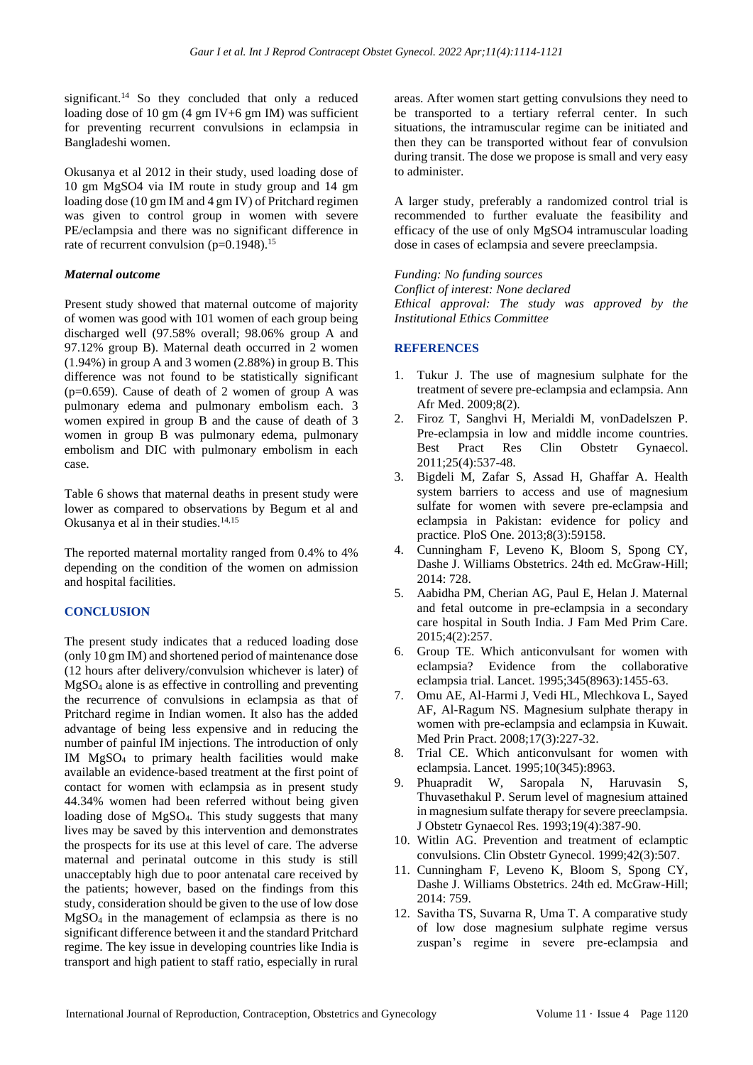significant.[14] So they concluded that only a reduced loading dose of 10 gm (4 gm IV+6 gm IM) was sufficient for preventing recurrent convulsions in eclampsia in Bangladeshi women.

Okusanya et al 2012 in their study, used loading dose of 10 gm MgSO4 via IM route in study group and 14 gm loading dose (10 gm IM and 4 gm IV) of Pritchard regimen was given to control group in women with severe PE/eclampsia and there was no significant difference in rate of recurrent convulsion (p=0.1948).[15]

### *Maternal outcome*

Present study showed that maternal outcome of majority of women was good with 101 women of each group being discharged well (97.58% overall; 98.06% group A and 97.12% group B). Maternal death occurred in 2 women (1.94%) in group A and 3 women (2.88%) in group B. This difference was not found to be statistically significant (p=0.659). Cause of death of 2 women of group A was pulmonary edema and pulmonary embolism each. 3 women expired in group B and the cause of death of 3 women in group B was pulmonary edema, pulmonary embolism and DIC with pulmonary embolism in each case.

Table 6 shows that maternal deaths in present study were lower as compared to observations by Begum et al and Okusanya et al in their studies.[14,15]

The reported maternal mortality ranged from 0.4% to 4% depending on the condition of the women on admission and hospital facilities.

## CONCLUSION

The present study indicates that a reduced loading dose (only 10 gm IM) and shortened period of maintenance dose (12 hours after delivery/convulsion whichever is later) of $MgSO_4$ alone is as effective in controlling and preventing the recurrence of convulsions in eclampsia as that of Pritchard regime in Indian women. It also has the added advantage of being less expensive and in reducing the number of painful IM injections. The introduction of only IM $MgSO_4$ to primary health facilities would make available an evidence-based treatment at the first point of contact for women with eclampsia as in present study 44.34% women had been referred without being given loading dose of $MgSO_4$. This study suggests that many lives may be saved by this intervention and demonstrates the prospects for its use at this level of care. The adverse maternal and perinatal outcome in this study is still unacceptably high due to poor antenatal care received by the patients; however, based on the findings from this study, consideration should be given to the use of low dose $MgSO_4$ in the management of eclampsia as there is no significant difference between it and the standard Pritchard regime. The key issue in developing countries like India is transport and high patient to staff ratio, especially in rural areas. After women start getting convulsions they need to be transported to a tertiary referral center. In such situations, the intramuscular regime can be initiated and then they can be transported without fear of convulsion during transit. The dose we propose is small and very easy to administer.

A larger study, preferably a randomized control trial is recommended to further evaluate the feasibility and efficacy of the use of only MgSO4 intramuscular loading dose in cases of eclampsia and severe preeclampsia.

*Funding: No funding sources*
*Conflict of interest: None declared*
*Ethical approval: The study was approved by the Institutional Ethics Committee*

## REFERENCES

1. Tukur J. The use of magnesium sulphate for the treatment of severe pre-eclampsia and eclampsia. Ann Afr Med. 2009;8(2).
2. Firoz T, Sanghvi H, Merialdi M, vonDadelszen P. Pre-eclampsia in low and middle income countries. Best Pract Res Clin Obstetr Gynaecol. 2011;25(4):537-48.
3. Bigdeli M, Zafar S, Assad H, Ghaffar A. Health system barriers to access and use of magnesium sulfate for women with severe pre-eclampsia and eclampsia in Pakistan: evidence for policy and practice. PloS One. 2013;8(3):59158.
4. Cunningham F, Leveno K, Bloom S, Spong CY, Dashe J. Williams Obstetrics. 24th ed. McGraw-Hill; 2014: 728.
5. Aabidha PM, Cherian AG, Paul E, Helan J. Maternal and fetal outcome in pre-eclampsia in a secondary care hospital in South India. J Fam Med Prim Care. 2015;4(2):257.
6. Group TE. Which anticonvulsant for women with eclampsia? Evidence from the collaborative eclampsia trial. Lancet. 1995;345(8963):1455-63.
7. Omu AE, Al-Harmi J, Vedi HL, Mlechkova L, Sayed AF, Al-Ragum NS. Magnesium sulphate therapy in women with pre-eclampsia and eclampsia in Kuwait. Med Prin Pract. 2008;17(3):227-32.
8. Trial CE. Which anticonvulsant for women with eclampsia. Lancet. 1995;10(345):8963.
9. Phuapradit W, Saropala N, Haruvasin S, Thuvasethakul P. Serum level of magnesium attained in magnesium sulfate therapy for severe preeclampsia. J Obstetr Gynaecol Res. 1993;19(4):387-90.
10. Witlin AG. Prevention and treatment of eclamptic convulsions. Clin Obstetr Gynecol. 1999;42(3):507.
11. Cunningham F, Leveno K, Bloom S, Spong CY, Dashe J. Williams Obstetrics. 24th ed. McGraw-Hill; 2014: 759.
12. Savitha TS, Suvarna R, Uma T. A comparative study of low dose magnesium sulphate regime versus zuspan's regime in severe pre-eclampsia and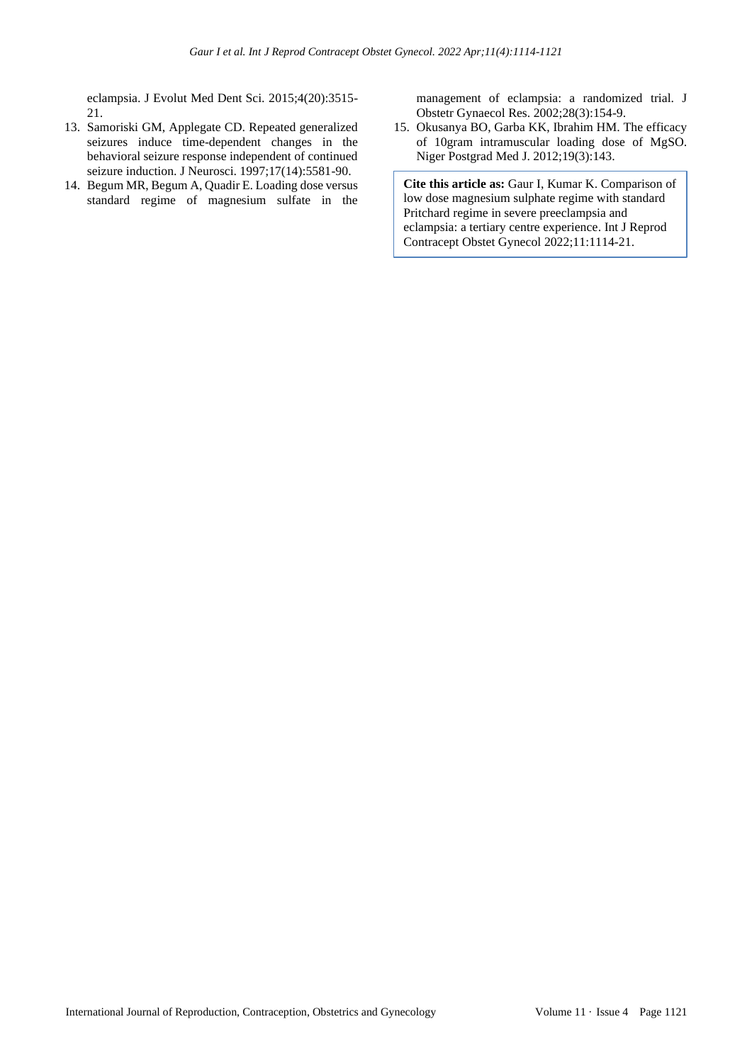eclampsia. J Evolut Med Dent Sci. 2015;4(20):3515-21.

13. Samoriski GM, Applegate CD. Repeated generalized seizures induce time-dependent changes in the behavioral seizure response independent of continued seizure induction. J Neurosci. 1997;17(14):5581-90.
14. Begum MR, Begum A, Quadir E. Loading dose versus standard regime of magnesium sulfate in the management of eclampsia: a randomized trial. J Obstetr Gynaecol Res. 2002;28(3):154-9.
15. Okusanya BO, Garba KK, Ibrahim HM. The efficacy of 10gram intramuscular loading dose of MgSO. Niger Postgrad Med J. 2012;19(3):143.

**Cite this article as:** Gaur I, Kumar K. Comparison of low dose magnesium sulphate regime with standard Pritchard regime in severe preeclampsia and eclampsia: a tertiary centre experience. Int J Reprod Contracept Obstet Gynecol 2022;11:1114-21.